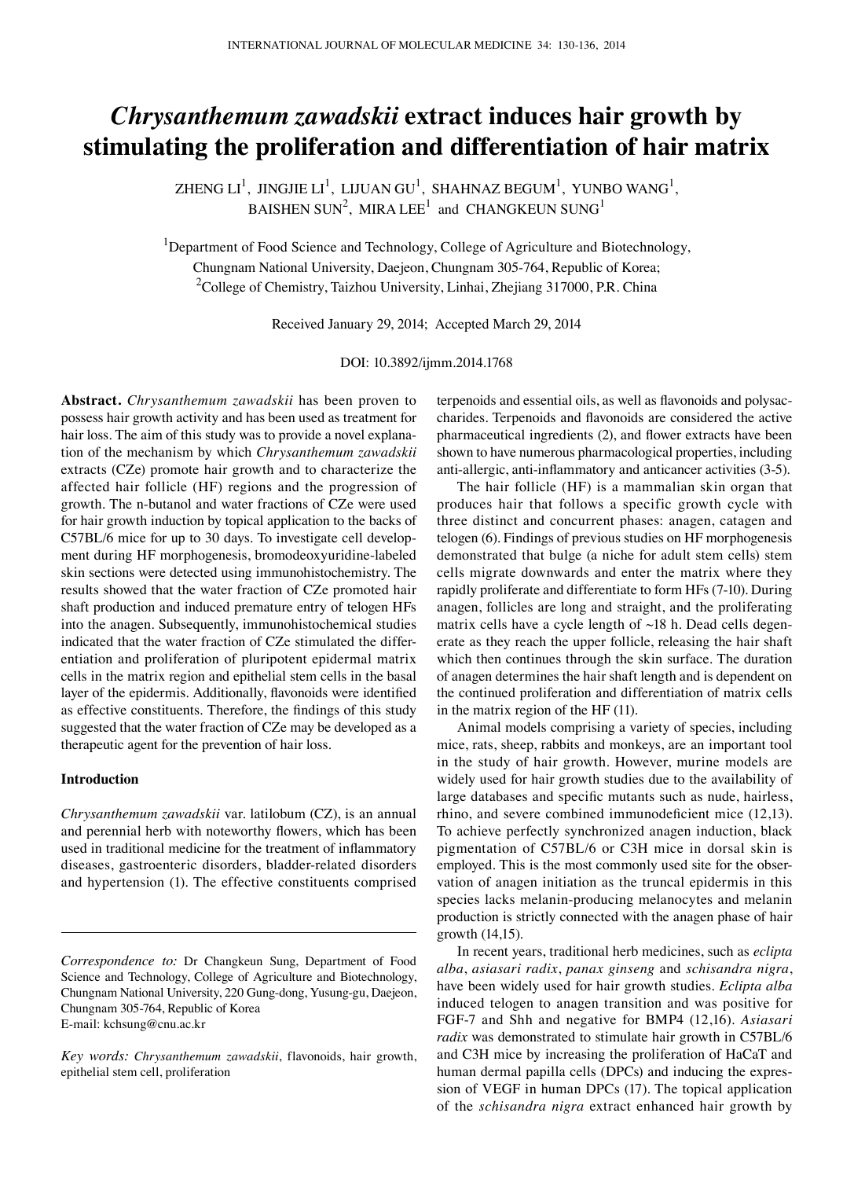# *Chrysanthemum zawadskii* extract induces hair growth by stimulating the proliferation and differentiation of hair matrix

ZHENG LI[1], JINGJIE LI[1], LIJUAN GU[1], SHAHNAZ BEGUM[1], YUNBO WANG[1], BAISHEN SUN[2], MIRA LEE[1] and CHANGKEUN SUNG[1]

[1]Department of Food Science and Technology, College of Agriculture and Biotechnology, Chungnam National University, Daejeon, Chungnam 305-764, Republic of Korea;
[2]College of Chemistry, Taizhou University, Linhai, Zhejiang 317000, P.R. China

Received January 29, 2014; Accepted March 29, 2014

DOI: 10.3892/ijmm.2014.1768

**Abstract.** *Chrysanthemum zawadskii* has been proven to possess hair growth activity and has been used as treatment for hair loss. The aim of this study was to provide a novel explanation of the mechanism by which *Chrysanthemum zawadskii* extracts (CZe) promote hair growth and to characterize the affected hair follicle (HF) regions and the progression of growth. The n-butanol and water fractions of CZe were used for hair growth induction by topical application to the backs of C57BL/6 mice for up to 30 days. To investigate cell development during HF morphogenesis, bromodeoxyuridine-labeled skin sections were detected using immunohistochemistry. The results showed that the water fraction of CZe promoted hair shaft production and induced premature entry of telogen HFs into the anagen. Subsequently, immunohistochemical studies indicated that the water fraction of CZe stimulated the differentiation and proliferation of pluripotent epidermal matrix cells in the matrix region and epithelial stem cells in the basal layer of the epidermis. Additionally, flavonoids were identified as effective constituents. Therefore, the findings of this study suggested that the water fraction of CZe may be developed as a therapeutic agent for the prevention of hair loss.

## Introduction

*Chrysanthemum zawadskii* var. latilobum (CZ), is an annual and perennial herb with noteworthy flowers, which has been used in traditional medicine for the treatment of inflammatory diseases, gastroenteric disorders, bladder-related disorders and hypertension (1). The effective constituents comprised terpenoids and essential oils, as well as flavonoids and polysaccharides. Terpenoids and flavonoids are considered the active pharmaceutical ingredients (2), and flower extracts have been shown to have numerous pharmacological properties, including anti-allergic, anti-inflammatory and anticancer activities (3-5).

The hair follicle (HF) is a mammalian skin organ that produces hair that follows a specific growth cycle with three distinct and concurrent phases: anagen, catagen and telogen (6). Findings of previous studies on HF morphogenesis demonstrated that bulge (a niche for adult stem cells) stem cells migrate downwards and enter the matrix where they rapidly proliferate and differentiate to form HFs (7-10). During anagen, follicles are long and straight, and the proliferating matrix cells have a cycle length of ~18 h. Dead cells degenerate as they reach the upper follicle, releasing the hair shaft which then continues through the skin surface. The duration of anagen determines the hair shaft length and is dependent on the continued proliferation and differentiation of matrix cells in the matrix region of the HF (11).

Animal models comprising a variety of species, including mice, rats, sheep, rabbits and monkeys, are an important tool in the study of hair growth. However, murine models are widely used for hair growth studies due to the availability of large databases and specific mutants such as nude, hairless, rhino, and severe combined immunodeficient mice (12,13). To achieve perfectly synchronized anagen induction, black pigmentation of C57BL/6 or C3H mice in dorsal skin is employed. This is the most commonly used site for the observation of anagen initiation as the truncal epidermis in this species lacks melanin-producing melanocytes and melanin production is strictly connected with the anagen phase of hair growth (14,15).

In recent years, traditional herb medicines, such as *eclipta alba*, *asiasari radix*, *panax ginseng* and *schisandra nigra*, have been widely used for hair growth studies. *Eclipta alba* induced telogen to anagen transition and was positive for FGF-7 and Shh and negative for BMP4 (12,16). *Asiasari radix* was demonstrated to stimulate hair growth in C57BL/6 and C3H mice by increasing the proliferation of HaCaT and human dermal papilla cells (DPCs) and inducing the expression of VEGF in human DPCs (17). The topical application of the *schisandra nigra* extract enhanced hair growth by

*Correspondence to:* Dr Changkeun Sung, Department of Food Science and Technology, College of Agriculture and Biotechnology, Chungnam National University, 220 Gung-dong, Yusung-gu, Daejeon, Chungnam 305-764, Republic of Korea
E-mail: kchsung@cnu.ac.kr

*Key words:* *Chrysanthemum zawadskii*, flavonoids, hair growth, epithelial stem cell, proliferation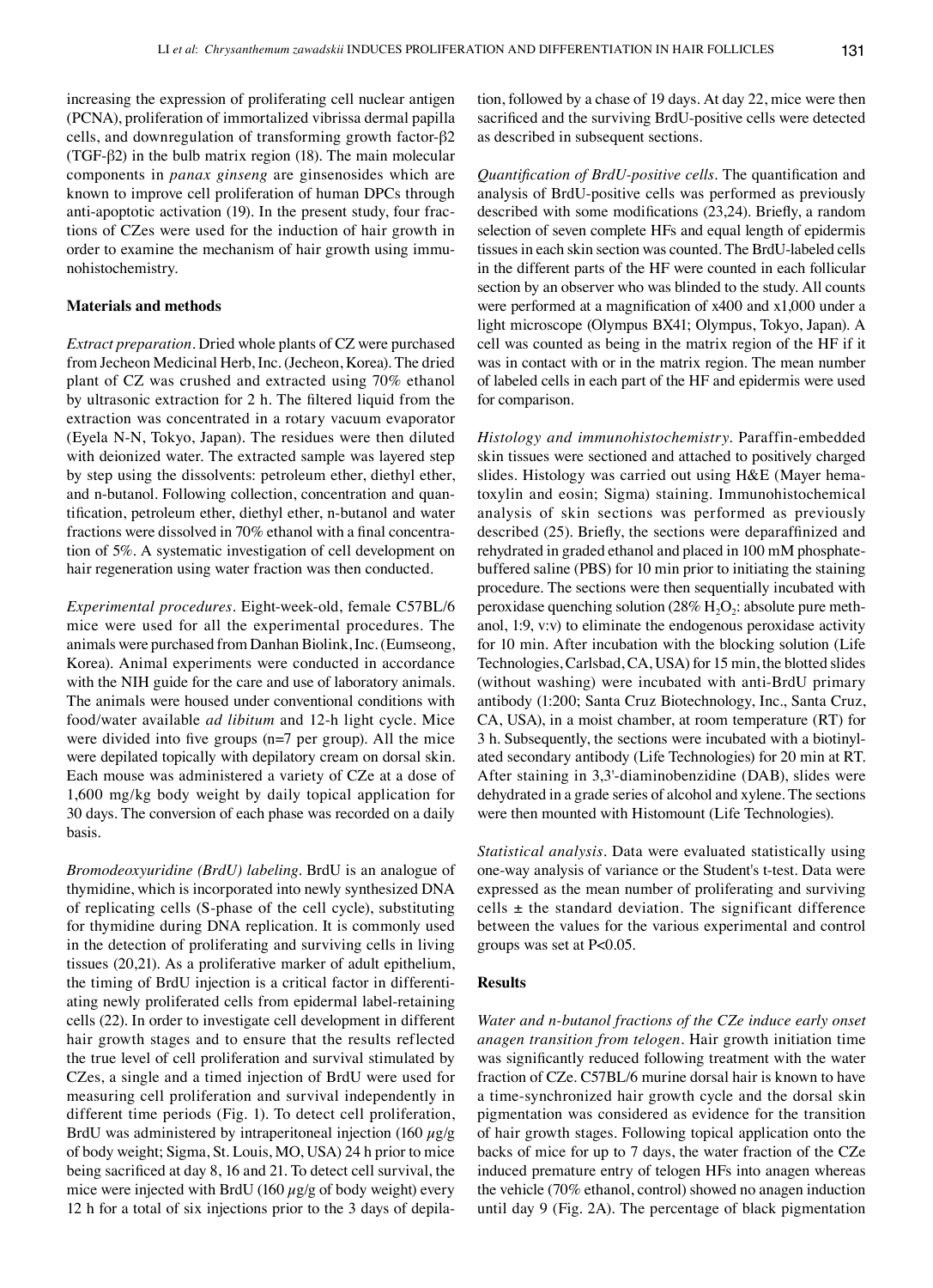increasing the expression of proliferating cell nuclear antigen (PCNA), proliferation of immortalized vibrissa dermal papilla cells, and downregulation of transforming growth factor-β2 (TGF-β2) in the bulb matrix region (18). The main molecular components in *panax ginseng* are ginsenosides which are known to improve cell proliferation of human DPCs through anti-apoptotic activation (19). In the present study, four fractions of CZes were used for the induction of hair growth in order to examine the mechanism of hair growth using immunohistochemistry.

## Materials and methods

*Extract preparation.* Dried whole plants of CZ were purchased from Jecheon Medicinal Herb, Inc. (Jecheon, Korea). The dried plant of CZ was crushed and extracted using 70% ethanol by ultrasonic extraction for 2 h. The filtered liquid from the extraction was concentrated in a rotary vacuum evaporator (Eyela N-N, Tokyo, Japan). The residues were then diluted with deionized water. The extracted sample was layered step by step using the dissolvents: petroleum ether, diethyl ether, and n-butanol. Following collection, concentration and quantification, petroleum ether, diethyl ether, n-butanol and water fractions were dissolved in 70% ethanol with a final concentration of 5%. A systematic investigation of cell development on hair regeneration using water fraction was then conducted.

*Experimental procedures.* Eight-week-old, female C57BL/6 mice were used for all the experimental procedures. The animals were purchased from Danhan Biolink, Inc. (Eumseong, Korea). Animal experiments were conducted in accordance with the NIH guide for the care and use of laboratory animals. The animals were housed under conventional conditions with food/water available *ad libitum* and 12-h light cycle. Mice were divided into five groups (n=7 per group). All the mice were depilated topically with depilatory cream on dorsal skin. Each mouse was administered a variety of CZe at a dose of 1,600 mg/kg body weight by daily topical application for 30 days. The conversion of each phase was recorded on a daily basis.

*Bromodeoxyuridine (BrdU) labeling.* BrdU is an analogue of thymidine, which is incorporated into newly synthesized DNA of replicating cells (S-phase of the cell cycle), substituting for thymidine during DNA replication. It is commonly used in the detection of proliferating and surviving cells in living tissues (20,21). As a proliferative marker of adult epithelium, the timing of BrdU injection is a critical factor in differentiating newly proliferated cells from epidermal label-retaining cells (22). In order to investigate cell development in different hair growth stages and to ensure that the results reflected the true level of cell proliferation and survival stimulated by CZes, a single and a timed injection of BrdU were used for measuring cell proliferation and survival independently in different time periods (Fig. 1). To detect cell proliferation, BrdU was administered by intraperitoneal injection (160 $\mu$g/g of body weight; Sigma, St. Louis, MO, USA) 24 h prior to mice being sacrificed at day 8, 16 and 21. To detect cell survival, the mice were injected with BrdU (160 $\mu$g/g of body weight) every 12 h for a total of six injections prior to the 3 days of depilation, followed by a chase of 19 days. At day 22, mice were then sacrificed and the surviving BrdU-positive cells were detected as described in subsequent sections.

*Quantification of BrdU-positive cells.* The quantification and analysis of BrdU-positive cells was performed as previously described with some modifications (23,24). Briefly, a random selection of seven complete HFs and equal length of epidermis tissues in each skin section was counted. The BrdU-labeled cells in the different parts of the HF were counted in each follicular section by an observer who was blinded to the study. All counts were performed at a magnification of x400 and x1,000 under a light microscope (Olympus BX41; Olympus, Tokyo, Japan). A cell was counted as being in the matrix region of the HF if it was in contact with or in the matrix region. The mean number of labeled cells in each part of the HF and epidermis were used for comparison.

*Histology and immunohistochemistry.* Paraffin-embedded skin tissues were sectioned and attached to positively charged slides. Histology was carried out using H&E (Mayer hematoxylin and eosin; Sigma) staining. Immunohistochemical analysis of skin sections was performed as previously described (25). Briefly, the sections were deparaffinized and rehydrated in graded ethanol and placed in 100 mM phosphate-buffered saline (PBS) for 10 min prior to initiating the staining procedure. The sections were then sequentially incubated with peroxidase quenching solution (28% $H_2O_2$: absolute pure methanol, 1:9, v:v) to eliminate the endogenous peroxidase activity for 10 min. After incubation with the blocking solution (Life Technologies, Carlsbad, CA, USA) for 15 min, the blotted slides (without washing) were incubated with anti-BrdU primary antibody (1:200; Santa Cruz Biotechnology, Inc., Santa Cruz, CA, USA), in a moist chamber, at room temperature (RT) for 3 h. Subsequently, the sections were incubated with a biotinylated secondary antibody (Life Technologies) for 20 min at RT. After staining in 3,3'-diaminobenzidine (DAB), slides were dehydrated in a grade series of alcohol and xylene. The sections were then mounted with Histomount (Life Technologies).

*Statistical analysis.* Data were evaluated statistically using one-way analysis of variance or the Student's t-test. Data were expressed as the mean number of proliferating and surviving cells ± the standard deviation. The significant difference between the values for the various experimental and control groups was set at $P<0.05$.

## Results

*Water and n-butanol fractions of the CZe induce early onset anagen transition from telogen.* Hair growth initiation time was significantly reduced following treatment with the water fraction of CZe. C57BL/6 murine dorsal hair is known to have a time-synchronized hair growth cycle and the dorsal skin pigmentation was considered as evidence for the transition of hair growth stages. Following topical application onto the backs of mice for up to 7 days, the water fraction of the CZe induced premature entry of telogen HFs into anagen whereas the vehicle (70% ethanol, control) showed no anagen induction until day 9 (Fig. 2A). The percentage of black pigmentation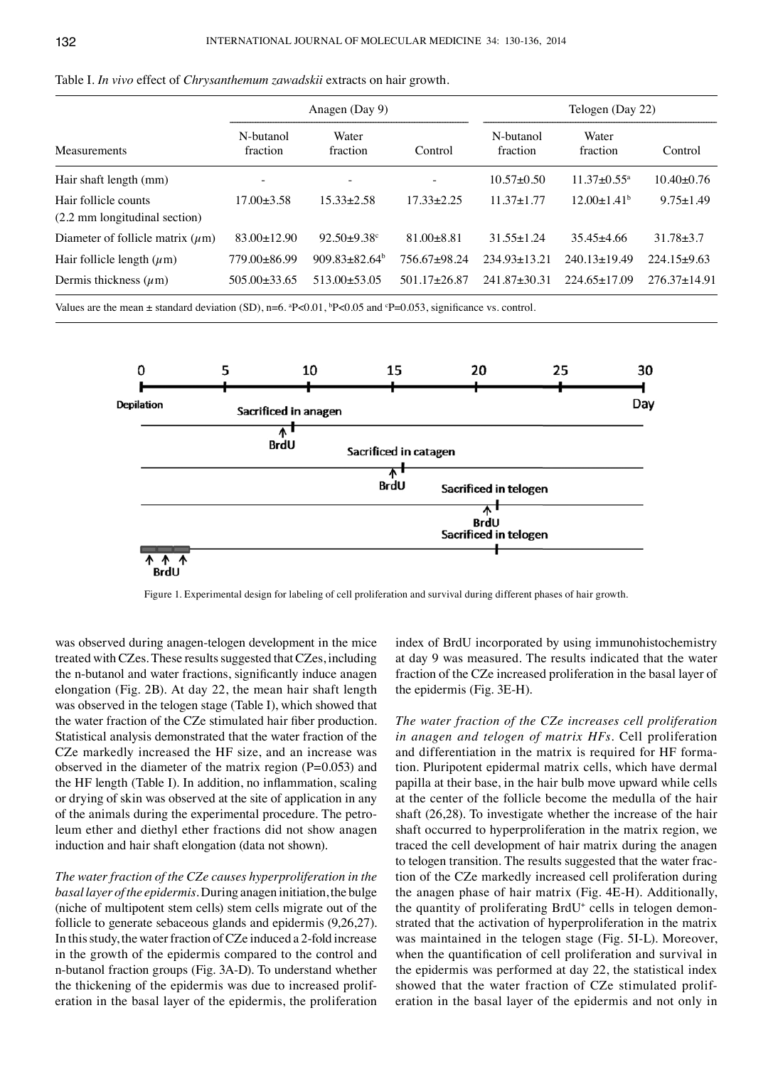Table I. *In vivo* effect of *Chrysanthemum zawadskii* extracts on hair growth.

| | Anagen (Day 9) | | | Telogen (Day 22) | | |
|---|---|---|---|---|---|---|
| Measurements | N-butanol fraction | Water fraction | Control | N-butanol fraction | Water fraction | Control |
| Hair shaft length (mm) | - | - | - | 10.57±0.50 | 11.37±0.55[a] | 10.40±0.76 |
| Hair follicle counts (2.2 mm longitudinal section) | 17.00±3.58 | 15.33±2.58 | 17.33±2.25 | 11.37±1.77 | 12.00±1.41[b] | 9.75±1.49 |
| Diameter of follicle matrix (μm) | 83.00±12.90 | 92.50±9.38[c] | 81.00±8.81 | 31.55±1.24 | 35.45±4.66 | 31.78±3.7 |
| Hair follicle length (μm) | 779.00±86.99 | 909.83±82.64[b] | 756.67±98.24 | 234.93±13.21 | 240.13±19.49 | 224.15±9.63 |
| Dermis thickness (μm) | 505.00±33.65 | 513.00±53.05 | 501.17±26.87 | 241.87±30.31 | 224.65±17.09 | 276.37±14.91 |

Values are the mean ± standard deviation (SD), n=6. [a]P<0.01, [b]P<0.05 and [c]P=0.053, significance vs. control.

Figure 1. Experimental design for labeling of cell proliferation and survival during different phases of hair growth.

was observed during anagen-telogen development in the mice treated with CZes. These results suggested that CZes, including the n-butanol and water fractions, significantly induce anagen elongation (Fig. 2B). At day 22, the mean hair shaft length was observed in the telogen stage (Table I), which showed that the water fraction of the CZe stimulated hair fiber production. Statistical analysis demonstrated that the water fraction of the CZe markedly increased the HF size, and an increase was observed in the diameter of the matrix region (P=0.053) and the HF length (Table I). In addition, no inflammation, scaling or drying of skin was observed at the site of application in any of the animals during the experimental procedure. The petroleum ether and diethyl ether fractions did not show anagen induction and hair shaft elongation (data not shown).

*The water fraction of the CZe causes hyperproliferation in the basal layer of the epidermis.* During anagen initiation, the bulge (niche of multipotent stem cells) stem cells migrate out of the follicle to generate sebaceous glands and epidermis (9,26,27). In this study, the water fraction of CZe induced a 2-fold increase in the growth of the epidermis compared to the control and n-butanol fraction groups (Fig. 3A-D). To understand whether the thickening of the epidermis was due to increased proliferation in the basal layer of the epidermis, the proliferation index of BrdU incorporated by using immunohistochemistry at day 9 was measured. The results indicated that the water fraction of the CZe increased proliferation in the basal layer of the epidermis (Fig. 3E-H).

*The water fraction of the CZe increases cell proliferation in anagen and telogen of matrix HFs.* Cell proliferation and differentiation in the matrix is required for HF formation. Pluripotent epidermal matrix cells, which have dermal papilla at their base, in the hair bulb move upward while cells at the center of the follicle become the medulla of the hair shaft (26,28). To investigate whether the increase of the hair shaft occurred to hyperproliferation in the matrix region, we traced the cell development of hair matrix during the anagen to telogen transition. The results suggested that the water fraction of the CZe markedly increased cell proliferation during the anagen phase of hair matrix (Fig. 4E-H). Additionally, the quantity of proliferating $BrdU^+$ cells in telogen demonstrated that the activation of hyperproliferation in the matrix was maintained in the telogen stage (Fig. 5I-L). Moreover, when the quantification of cell proliferation and survival in the epidermis was performed at day 22, the statistical index showed that the water fraction of CZe stimulated proliferation in the basal layer of the epidermis and not only in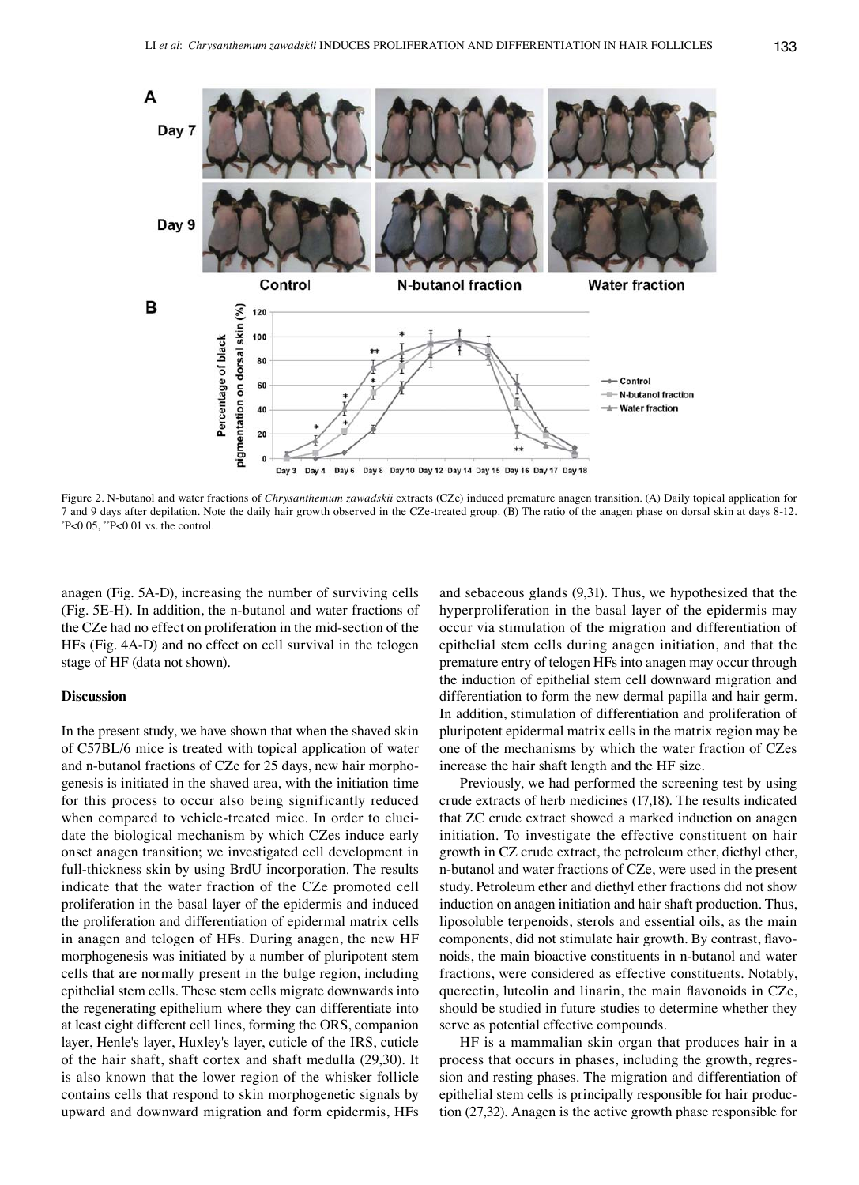A

Day 7

Day 9

Control

N-butanol fraction

Water fraction

B

Percentage of black pigmentation on dorsal skin (%)

120

100

80

60

40

20

0

Day 3 Day 4 Day 6 Day 8 Day 10 Day 12 Day 14 Day 15 Day 16 Day 17 Day 18

Control

N-butanol fraction

Water fraction

Figure 2. N-butanol and water fractions of *Chrysanthemum zawadskii* extracts (CZe) induced premature anagen transition. (A) Daily topical application for 7 and 9 days after depilation. Note the daily hair growth observed in the CZe-treated group. (B) The ratio of the anagen phase on dorsal skin at days 8-12. *P<0.05, **P<0.01 vs. the control.

anagen (Fig. 5A-D), increasing the number of surviving cells (Fig. 5E-H). In addition, the n-butanol and water fractions of the CZe had no effect on proliferation in the mid-section of the HFs (Fig. 4A-D) and no effect on cell survival in the telogen stage of HF (data not shown).

## Discussion

In the present study, we have shown that when the shaved skin of C57BL/6 mice is treated with topical application of water and n-butanol fractions of CZe for 25 days, new hair morphogenesis is initiated in the shaved area, with the initiation time for this process to occur also being significantly reduced when compared to vehicle-treated mice. In order to elucidate the biological mechanism by which CZes induce early onset anagen transition; we investigated cell development in full-thickness skin by using BrdU incorporation. The results indicate that the water fraction of the CZe promoted cell proliferation in the basal layer of the epidermis and induced the proliferation and differentiation of epidermal matrix cells in anagen and telogen of HFs. During anagen, the new HF morphogenesis was initiated by a number of pluripotent stem cells that are normally present in the bulge region, including epithelial stem cells. These stem cells migrate downwards into the regenerating epithelium where they can differentiate into at least eight different cell lines, forming the ORS, companion layer, Henle's layer, Huxley's layer, cuticle of the IRS, cuticle of the hair shaft, shaft cortex and shaft medulla (29,30). It is also known that the lower region of the whisker follicle contains cells that respond to skin morphogenetic signals by upward and downward migration and form epidermis, HFs and sebaceous glands (9,31). Thus, we hypothesized that the hyperproliferation in the basal layer of the epidermis may occur via stimulation of the migration and differentiation of epithelial stem cells during anagen initiation, and that the premature entry of telogen HFs into anagen may occur through the induction of epithelial stem cell downward migration and differentiation to form the new dermal papilla and hair germ. In addition, stimulation of differentiation and proliferation of pluripotent epidermal matrix cells in the matrix region may be one of the mechanisms by which the water fraction of CZes increase the hair shaft length and the HF size.

Previously, we had performed the screening test by using crude extracts of herb medicines (17,18). The results indicated that ZC crude extract showed a marked induction on anagen initiation. To investigate the effective constituent on hair growth in CZ crude extract, the petroleum ether, diethyl ether, n-butanol and water fractions of CZe, were used in the present study. Petroleum ether and diethyl ether fractions did not show induction on anagen initiation and hair shaft production. Thus, liposoluble terpenoids, sterols and essential oils, as the main components, did not stimulate hair growth. By contrast, flavonoids, the main bioactive constituents in n-butanol and water fractions, were considered as effective constituents. Notably, quercetin, luteolin and linarin, the main flavonoids in CZe, should be studied in future studies to determine whether they serve as potential effective compounds.

HF is a mammalian skin organ that produces hair in a process that occurs in phases, including the growth, regression and resting phases. The migration and differentiation of epithelial stem cells is principally responsible for hair production (27,32). Anagen is the active growth phase responsible for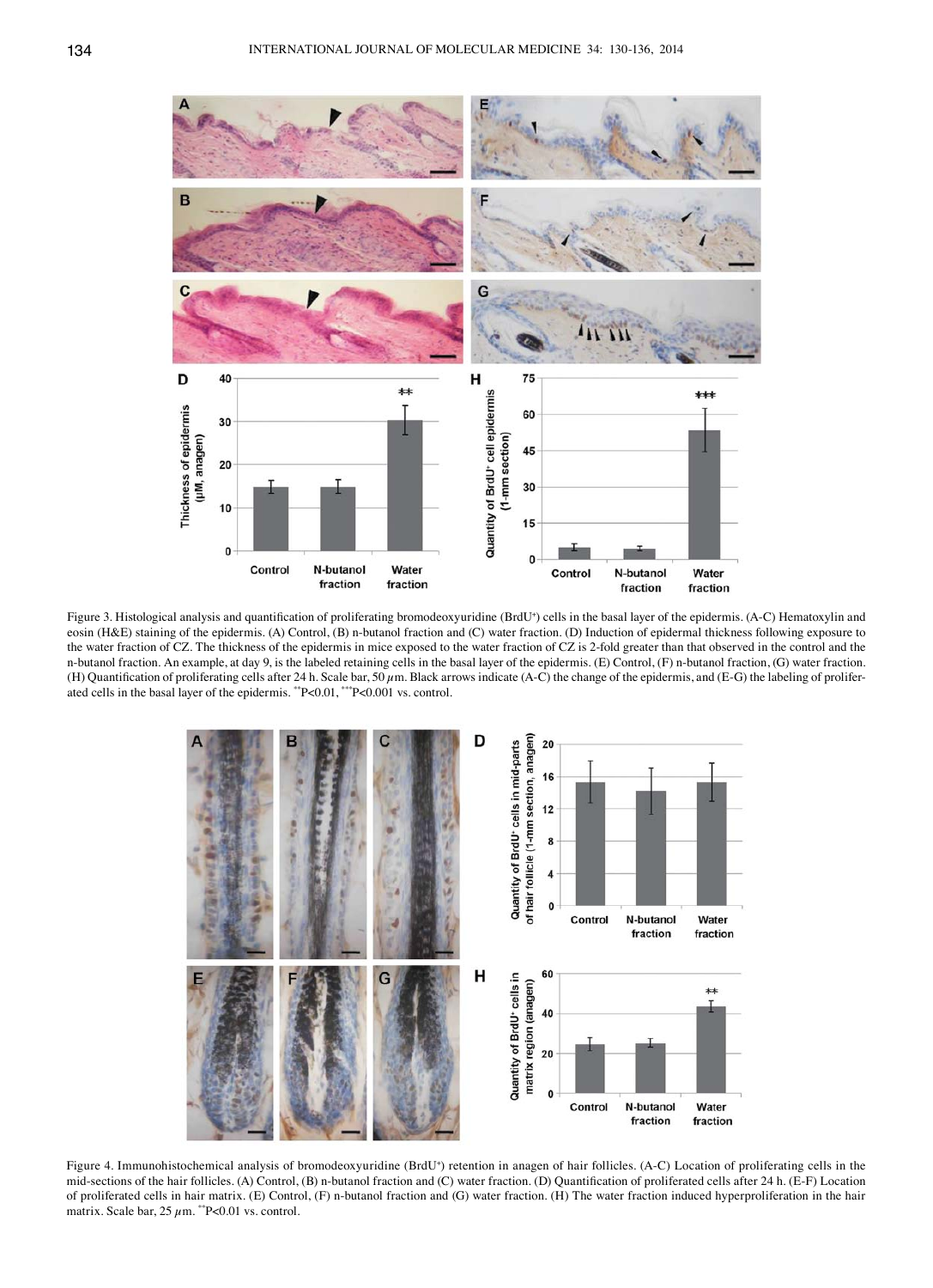Figure 3. Histological analysis and quantification of proliferating bromodeoxyuridine (BrdU+) cells in the basal layer of the epidermis. (A-C) Hematoxylin and eosin (H&E) staining of the epidermis. (A) Control, (B) n-butanol fraction and (C) water fraction. (D) Induction of epidermal thickness following exposure to the water fraction of CZ. The thickness of the epidermis in mice exposed to the water fraction of CZ is 2-fold greater than that observed in the control and the n-butanol fraction. An example, at day 9, is the labeled retaining cells in the basal layer of the epidermis. (E) Control, (F) n-butanol fraction, (G) water fraction. (H) Quantification of proliferating cells after 24 h. Scale bar, 50 $\mu$m. Black arrows indicate (A-C) the change of the epidermis, and (E-G) the labeling of proliferated cells in the basal layer of the epidermis. **P<0.01, ***P<0.001 vs. control.

Figure 4. Immunohistochemical analysis of bromodeoxyuridine (BrdU+) retention in anagen of hair follicles. (A-C) Location of proliferating cells in the mid-sections of the hair follicles. (A) Control, (B) n-butanol fraction and (C) water fraction. (D) Quantification of proliferated cells after 24 h. (E-F) Location of proliferated cells in hair matrix. (E) Control, (F) n-butanol fraction and (G) water fraction. (H) The water fraction induced hyperproliferation in the hair matrix. Scale bar, 25 $\mu$m. **P<0.01 vs. control.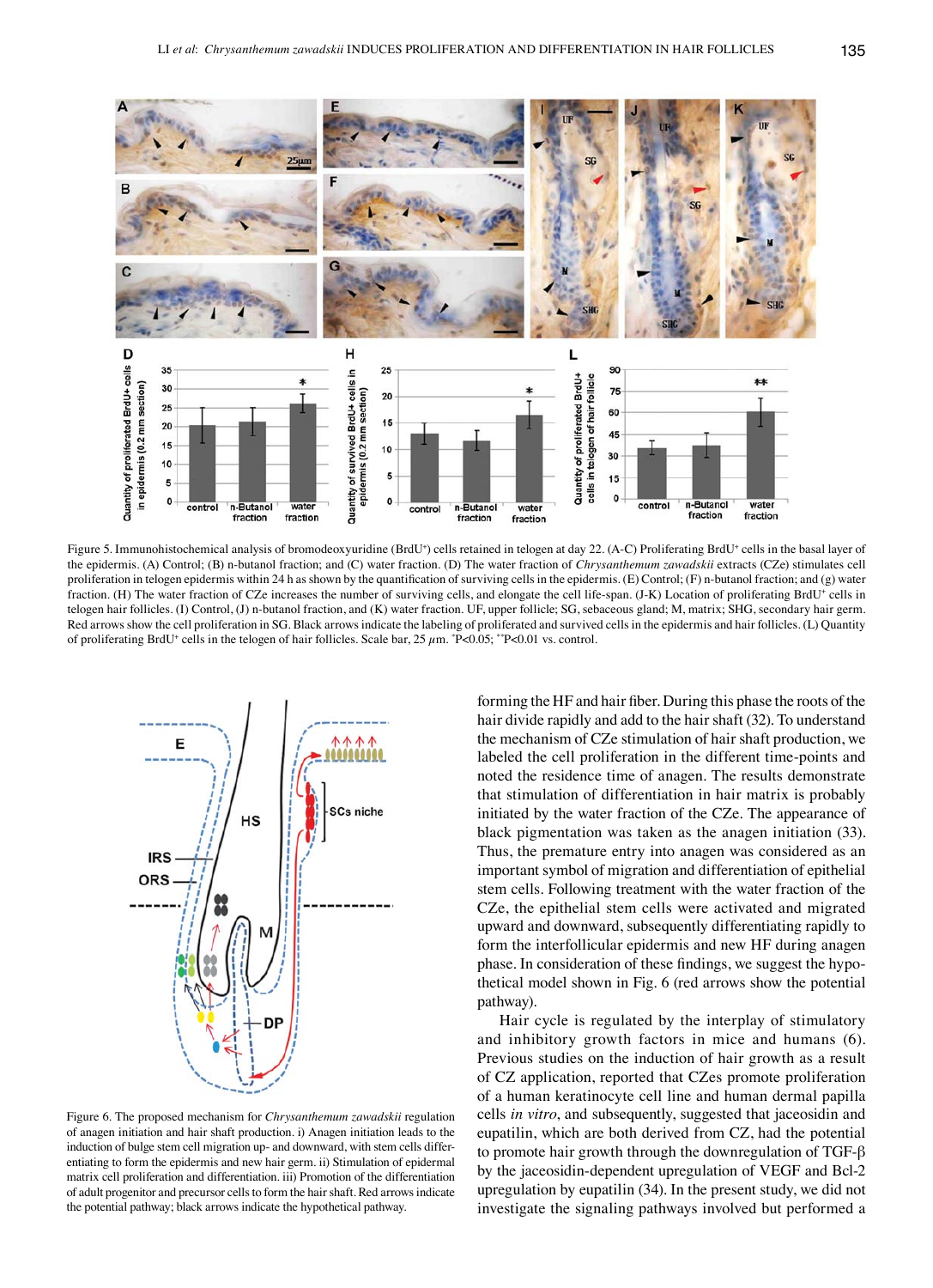A E I J K

UF SG M SHG

25μm

B F

C G

D

Quantity of proliferated BrdU+ cells in epidermis (0.2 mm section)

35 30 25 20 15 10 5 0

*

control n-Butanol fraction water fraction

H

Quantity of survived BrdU+ cells in epidermis (0.2 mm section)

25 20 15 10 5 0

*

control n-Butanol fraction water fraction

L

Quantity of proliferated BrdU+ cells in telogen of hair follicle

90 75 60 45 30 15 0

**

control n-Butanol fraction water fraction

Figure 5. Immunohistochemical analysis of bromodeoxyuridine (BrdU+) cells retained in telogen at day 22. (A-C) Proliferating BrdU+ cells in the basal layer of the epidermis. (A) Control; (B) n-butanol fraction; and (C) water fraction. (D) The water fraction of *Chrysanthemum zawadskii* extracts (CZe) stimulates cell proliferation in telogen epidermis within 24 h as shown by the quantification of surviving cells in the epidermis. (E) Control; (F) n-butanol fraction; and (g) water fraction. (H) The water fraction of CZe increases the number of surviving cells, and elongate the cell life-span. (J-K) Location of proliferating BrdU+ cells in telogen hair follicles. (I) Control, (J) n-butanol fraction, and (K) water fraction. UF, upper follicle; SG, sebaceous gland; M, matrix; SHG, secondary hair germ. Red arrows show the cell proliferation in SG. Black arrows indicate the labeling of proliferated and survived cells in the epidermis and hair follicles. (L) Quantity of proliferating BrdU+ cells in the telogen of hair follicles. Scale bar, 25 μm. *P<0.05; **P<0.01 vs. control.

E

HS

SCs niche

IRS

ORS

M

DP

Figure 6. The proposed mechanism for *Chrysanthemum zawadskii* regulation of anagen initiation and hair shaft production. i) Anagen initiation leads to the induction of bulge stem cell migration up- and downward, with stem cells differentiating to form the epidermis and new hair germ. ii) Stimulation of epidermal matrix cell proliferation and differentiation. iii) Promotion of the differentiation of adult progenitor and precursor cells to form the hair shaft. Red arrows indicate the potential pathway; black arrows indicate the hypothetical pathway.

forming the HF and hair fiber. During this phase the roots of the hair divide rapidly and add to the hair shaft (32). To understand the mechanism of CZe stimulation of hair shaft production, we labeled the cell proliferation in the different time-points and noted the residence time of anagen. The results demonstrate that stimulation of differentiation in hair matrix is probably initiated by the water fraction of the CZe. The appearance of black pigmentation was taken as the anagen initiation (33). Thus, the premature entry into anagen was considered as an important symbol of migration and differentiation of epithelial stem cells. Following treatment with the water fraction of the CZe, the epithelial stem cells were activated and migrated upward and downward, subsequently differentiating rapidly to form the interfollicular epidermis and new HF during anagen phase. In consideration of these findings, we suggest the hypothetical model shown in Fig. 6 (red arrows show the potential pathway).

Hair cycle is regulated by the interplay of stimulatory and inhibitory growth factors in mice and humans (6). Previous studies on the induction of hair growth as a result of CZ application, reported that CZes promote proliferation of a human keratinocyte cell line and human dermal papilla cells *in vitro*, and subsequently, suggested that jaceosidin and eupatilin, which are both derived from CZ, had the potential to promote hair growth through the downregulation of TGF-β by the jaceosidin-dependent upregulation of VEGF and Bcl-2 upregulation by eupatilin (34). In the present study, we did not investigate the signaling pathways involved but performed a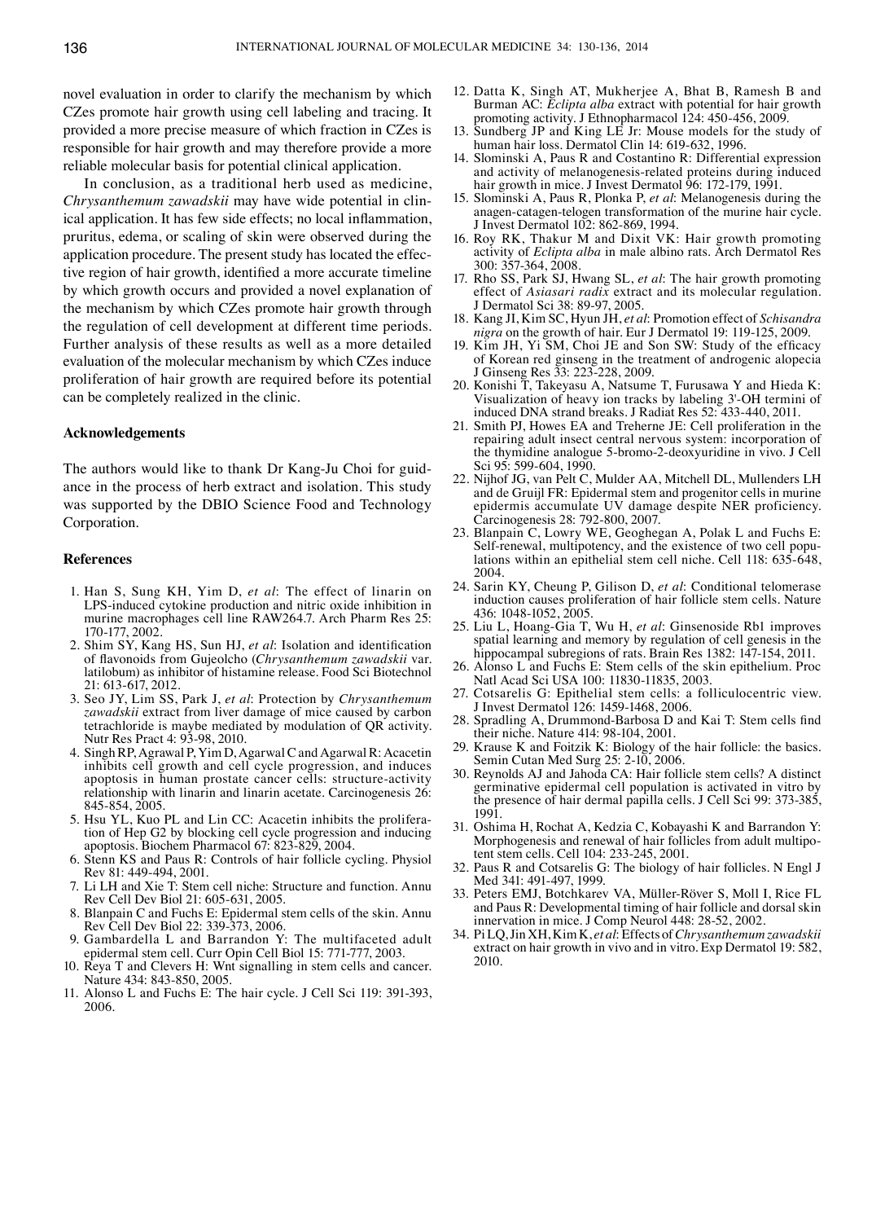novel evaluation in order to clarify the mechanism by which CZes promote hair growth using cell labeling and tracing. It provided a more precise measure of which fraction in CZes is responsible for hair growth and may therefore provide a more reliable molecular basis for potential clinical application.

In conclusion, as a traditional herb used as medicine, *Chrysanthemum zawadskii* may have wide potential in clinical application. It has few side effects; no local inflammation, pruritus, edema, or scaling of skin were observed during the application procedure. The present study has located the effective region of hair growth, identified a more accurate timeline by which growth occurs and provided a novel explanation of the mechanism by which CZes promote hair growth through the regulation of cell development at different time periods. Further analysis of these results as well as a more detailed evaluation of the molecular mechanism by which CZes induce proliferation of hair growth are required before its potential can be completely realized in the clinic.

## Acknowledgements

The authors would like to thank Dr Kang-Ju Choi for guidance in the process of herb extract and isolation. This study was supported by the DBIO Science Food and Technology Corporation.

## References

1. Han S, Sung KH, Yim D, *et al*: The effect of linarin on LPS-induced cytokine production and nitric oxide inhibition in murine macrophages cell line RAW264.7. Arch Pharm Res 25: 170-177, 2002.
2. Shim SY, Kang HS, Sun HJ, *et al*: Isolation and identification of flavonoids from Gujeolcho (*Chrysanthemum zawadskii* var. latilobum) as inhibitor of histamine release. Food Sci Biotechnol 21: 613-617, 2012.
3. Seo JY, Lim SS, Park J, *et al*: Protection by *Chrysanthemum zawadskii* extract from liver damage of mice caused by carbon tetrachloride is maybe mediated by modulation of QR activity. Nutr Res Pract 4: 93-98, 2010.
4. Singh RP, Agrawal P, Yim D, Agarwal C and Agarwal R: Acacetin inhibits cell growth and cell cycle progression, and induces apoptosis in human prostate cancer cells: structure-activity relationship with linarin and linarin acetate. Carcinogenesis 26: 845-854, 2005.
5. Hsu YL, Kuo PL and Lin CC: Acacetin inhibits the proliferation of Hep G2 by blocking cell cycle progression and inducing apoptosis. Biochem Pharmacol 67: 823-829, 2004.
6. Stenn KS and Paus R: Controls of hair follicle cycling. Physiol Rev 81: 449-494, 2001.
7. Li LH and Xie T: Stem cell niche: Structure and function. Annu Rev Cell Dev Biol 21: 605-631, 2005.
8. Blanpain C and Fuchs E: Epidermal stem cells of the skin. Annu Rev Cell Dev Biol 22: 339-373, 2006.
9. Gambardella L and Barrandon Y: The multifaceted adult epidermal stem cell. Curr Opin Cell Biol 15: 771-777, 2003.
10. Reya T and Clevers H: Wnt signalling in stem cells and cancer. Nature 434: 843-850, 2005.
11. Alonso L and Fuchs E: The hair cycle. J Cell Sci 119: 391-393, 2006.
12. Datta K, Singh AT, Mukherjee A, Bhat B, Ramesh B and Burman AC: *Eclipta alba* extract with potential for hair growth promoting activity. J Ethnopharmacol 124: 450-456, 2009.
13. Sundberg JP and King LE Jr: Mouse models for the study of human hair loss. Dermatol Clin 14: 619-632, 1996.
14. Slominski A, Paus R and Costantino R: Differential expression and activity of melanogenesis-related proteins during induced hair growth in mice. J Invest Dermatol 96: 172-179, 1991.
15. Slominski A, Paus R, Plonka P, *et al*: Melanogenesis during the anagen-catagen-telogen transformation of the murine hair cycle. J Invest Dermatol 102: 862-869, 1994.
16. Roy RK, Thakur M and Dixit VK: Hair growth promoting activity of *Eclipta alba* in male albino rats. Arch Dermatol Res 300: 357-364, 2008.
17. Rho SS, Park SJ, Hwang SL, *et al*: The hair growth promoting effect of *Asiasari radix* extract and its molecular regulation. J Dermatol Sci 38: 89-97, 2005.
18. Kang JI, Kim SC, Hyun JH, *et al*: Promotion effect of *Schisandra nigra* on the growth of hair. Eur J Dermatol 19: 119-125, 2009.
19. Kim JH, Yi SM, Choi JE and Son SW: Study of the efficacy of Korean red ginseng in the treatment of androgenic alopecia J Ginseng Res 33: 223-228, 2009.
20. Konishi T, Takeyasu A, Natsume T, Furusawa Y and Hieda K: Visualization of heavy ion tracks by labeling 3'-OH termini of induced DNA strand breaks. J Radiat Res 52: 433-440, 2011.
21. Smith PJ, Howes EA and Treherne JE: Cell proliferation in the repairing adult insect central nervous system: incorporation of the thymidine analogue 5-bromo-2-deoxyuridine in vivo. J Cell Sci 95: 599-604, 1990.
22. Nijhof JG, van Pelt C, Mulder AA, Mitchell DL, Mullenders LH and de Gruijl FR: Epidermal stem and progenitor cells in murine epidermis accumulate UV damage despite NER proficiency. Carcinogenesis 28: 792-800, 2007.
23. Blanpain C, Lowry WE, Geoghegan A, Polak L and Fuchs E: Self-renewal, multipotency, and the existence of two cell populations within an epithelial stem cell niche. Cell 118: 635-648, 2004.
24. Sarin KY, Cheung P, Gilison D, *et al*: Conditional telomerase induction causes proliferation of hair follicle stem cells. Nature 436: 1048-1052, 2005.
25. Liu L, Hoang-Gia T, Wu H, *et al*: Ginsenoside Rb1 improves spatial learning and memory by regulation of cell genesis in the hippocampal subregions of rats. Brain Res 1382: 147-154, 2011.
26. Alonso L and Fuchs E: Stem cells of the skin epithelium. Proc Natl Acad Sci USA 100: 11830-11835, 2003.
27. Cotsarelis G: Epithelial stem cells: a folliculocentric view. J Invest Dermatol 126: 1459-1468, 2006.
28. Spradling A, Drummond-Barbosa D and Kai T: Stem cells find their niche. Nature 414: 98-104, 2001.
29. Krause K and Foitzik K: Biology of the hair follicle: the basics. Semin Cutan Med Surg 25: 2-10, 2006.
30. Reynolds AJ and Jahoda CA: Hair follicle stem cells? A distinct germinative epidermal cell population is activated in vitro by the presence of hair dermal papilla cells. J Cell Sci 99: 373-385, 1991.
31. Oshima H, Rochat A, Kedzia C, Kobayashi K and Barrandon Y: Morphogenesis and renewal of hair follicles from adult multipotent stem cells. Cell 104: 233-245, 2001.
32. Paus R and Cotsarelis G: The biology of hair follicles. N Engl J Med 341: 491-497, 1999.
33. Peters EMJ, Botchkarev VA, Müller-Röver S, Moll I, Rice FL and Paus R: Developmental timing of hair follicle and dorsal skin innervation in mice. J Comp Neurol 448: 28-52, 2002.
34. Pi LQ, Jin XH, Kim K, *et al*: Effects of *Chrysanthemum zawadskii* extract on hair growth in vivo and in vitro. Exp Dermatol 19: 582, 2010.